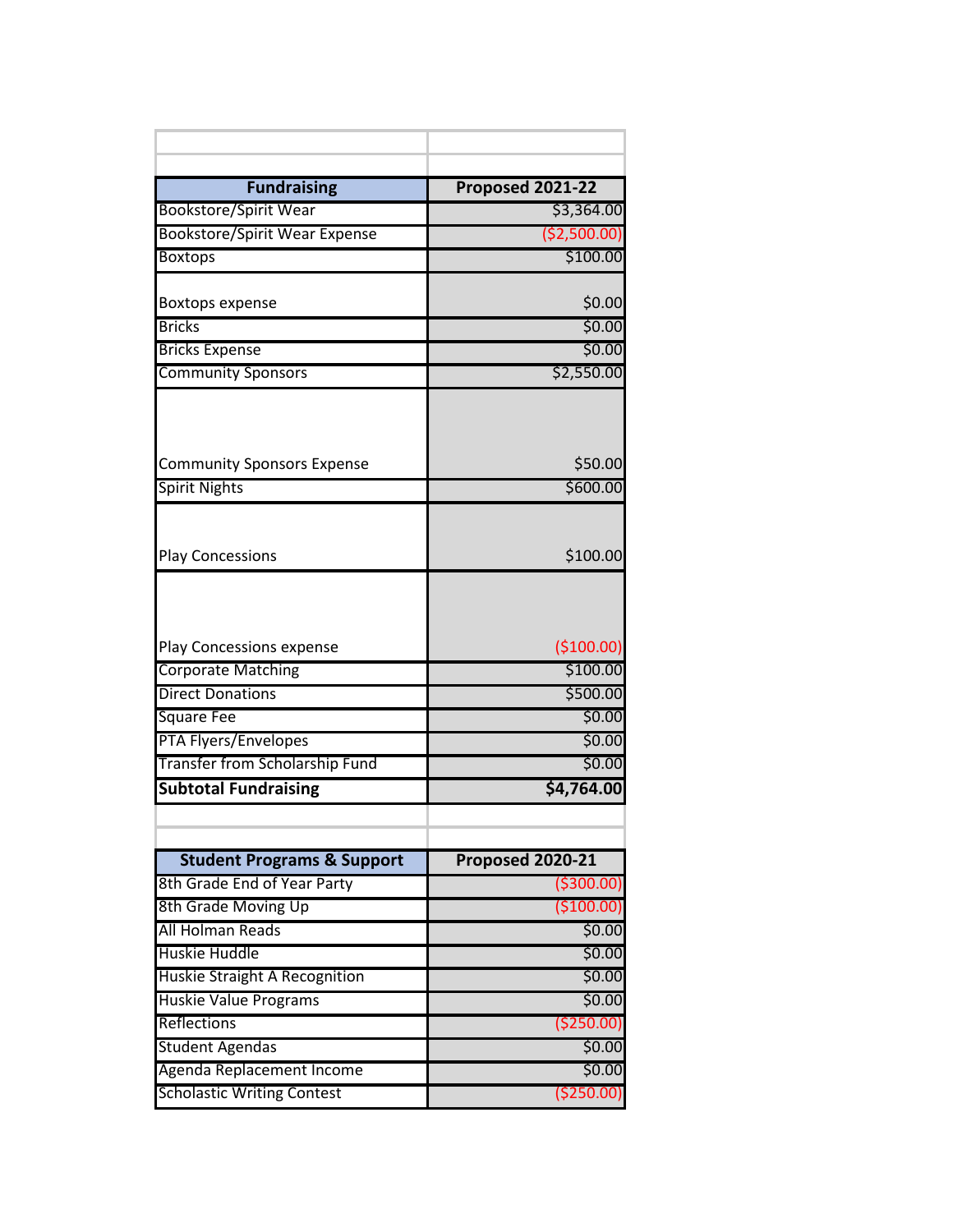| Fundraising | Proposed 2021-22 |
|---|---|
| Bookstore/Spirit Wear | $3,364.00 |
| Bookstore/Spirit Wear Expense | ($2,500.00) |
| Boxtops | $100.00 |
| Boxtops expense | $0.00 |
| Bricks | $0.00 |
| Bricks Expense | $0.00 |
| Community Sponsors | $2,550.00 |
| Community Sponsors Expense | $50.00 |
| Spirit Nights | $600.00 |
| Play Concessions | $100.00 |
| Play Concessions expense | ($100.00) |
| Corporate Matching | $100.00 |
| Direct Donations | $500.00 |
| Square Fee | $0.00 |
| PTA Flyers/Envelopes | $0.00 |
| Transfer from Scholarship Fund | $0.00 |
| **Subtotal Fundraising** | **$4,764.00** |

| Student Programs & Support | Proposed 2020-21 |
|---|---|
| 8th Grade End of Year Party | ($300.00) |
| 8th Grade Moving Up | ($100.00) |
| All Holman Reads | $0.00 |
| Huskie Huddle | $0.00 |
| Huskie Straight A Recognition | $0.00 |
| Huskie Value Programs | $0.00 |
| Reflections | ($250.00) |
| Student Agendas | $0.00 |
| Agenda Replacement Income | $0.00 |
| Scholastic Writing Contest | ($250.00) |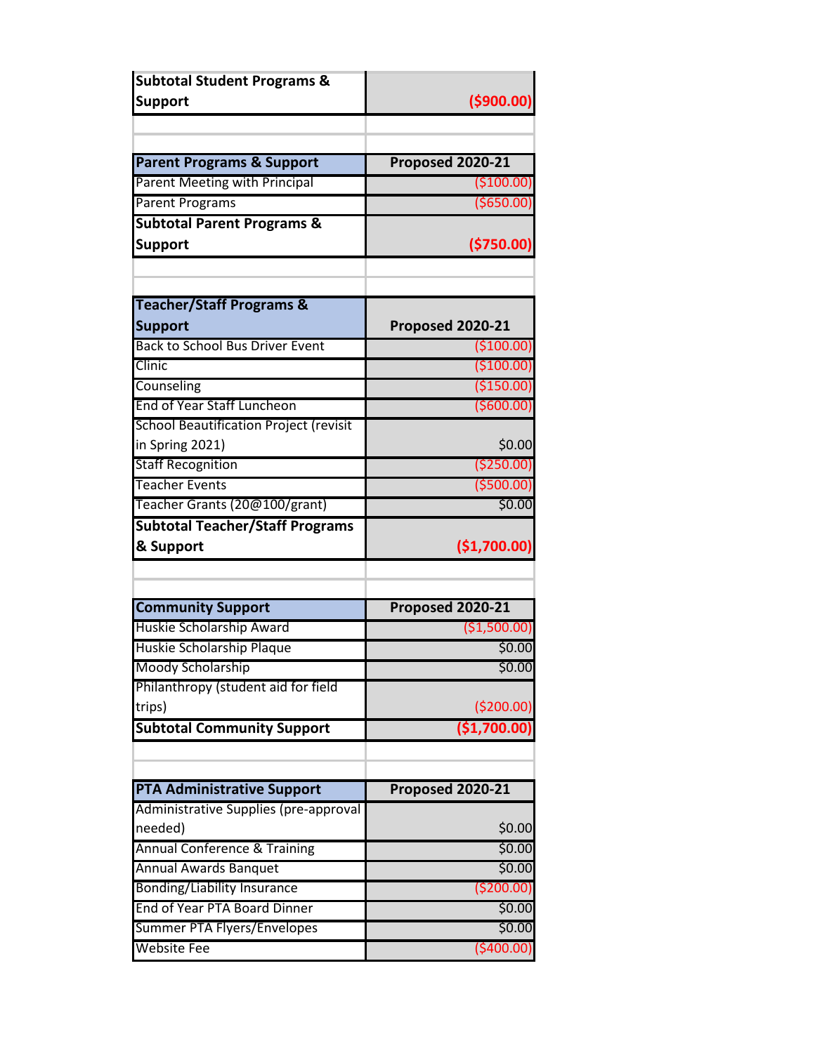| Subtotal Student Programs & Support | ($900.00) |
|---|---|

| Parent Programs & Support | Proposed 2020-21 |
|---|---|
| Parent Meeting with Principal | ($100.00) |
| Parent Programs | ($650.00) |
| **Subtotal Parent Programs & Support** | **($750.00)** |

| Teacher/Staff Programs & Support | Proposed 2020-21 |
|---|---|
| Back to School Bus Driver Event | ($100.00) |
| Clinic | ($100.00) |
| Counseling | ($150.00) |
| End of Year Staff Luncheon | ($600.00) |
| School Beautification Project (revisit in Spring 2021) | $0.00 |
| Staff Recognition | ($250.00) |
| Teacher Events | ($500.00) |
| Teacher Grants (20@100/grant) | $0.00 |
| **Subtotal Teacher/Staff Programs & Support** | **($1,700.00)** |

| Community Support | Proposed 2020-21 |
|---|---|
| Huskie Scholarship Award | ($1,500.00) |
| Huskie Scholarship Plaque | $0.00 |
| Moody Scholarship | $0.00 |
| Philanthropy (student aid for field trips) | ($200.00) |
| **Subtotal Community Support** | **($1,700.00)** |

| PTA Administrative Support | Proposed 2020-21 |
|---|---|
| Administrative Supplies (pre-approval needed) | $0.00 |
| Annual Conference & Training | $0.00 |
| Annual Awards Banquet | $0.00 |
| Bonding/Liability Insurance | ($200.00) |
| End of Year PTA Board Dinner | $0.00 |
| Summer PTA Flyers/Envelopes | $0.00 |
| Website Fee | ($400.00) |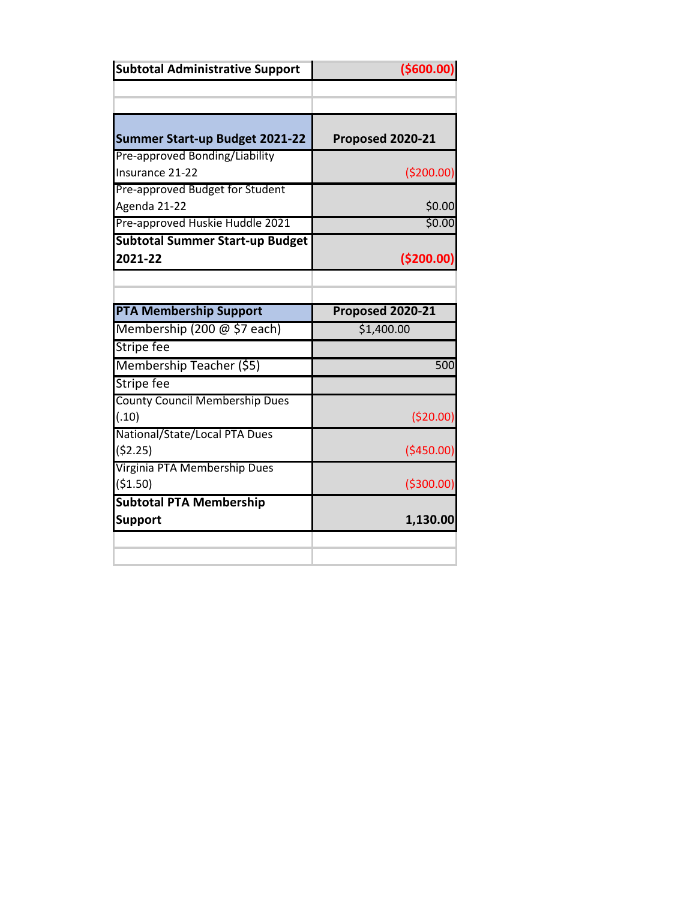| | |
|---|---|
| **Subtotal Administrative Support** | **($600.00)** |
| | |
| | |

| **Summer Start-up Budget 2021-22** | **Proposed 2020-21** |
|---|---|
| Pre-approved Bonding/Liability Insurance 21-22 | ($200.00) |
| Pre-approved Budget for Student Agenda 21-22 | $0.00 |
| Pre-approved Huskie Huddle 2021 | $0.00 |
| **Subtotal Summer Start-up Budget 2021-22** | **($200.00)** |
| | |
| | |

| **PTA Membership Support** | **Proposed 2020-21** |
|---|---|
| Membership (200 @ $7 each) | $1,400.00 |
| Stripe fee | |
| Membership Teacher ($5) | 500 |
| Stripe fee | |
| County Council Membership Dues (.10) | ($20.00) |
| National/State/Local PTA Dues ($2.25) | ($450.00) |
| Virginia PTA Membership Dues ($1.50) | ($300.00) |
| **Subtotal PTA Membership Support** | **1,130.00** |
| | |
| | |